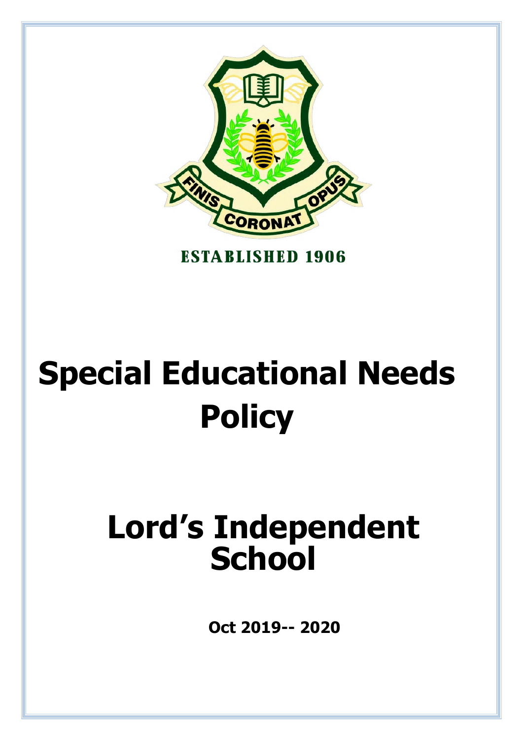FINIS CORONAT OPUS

ESTABLISHED 1906

# Special Educational Needs Policy

# Lord's Independent School

**Oct 2019-- 2020**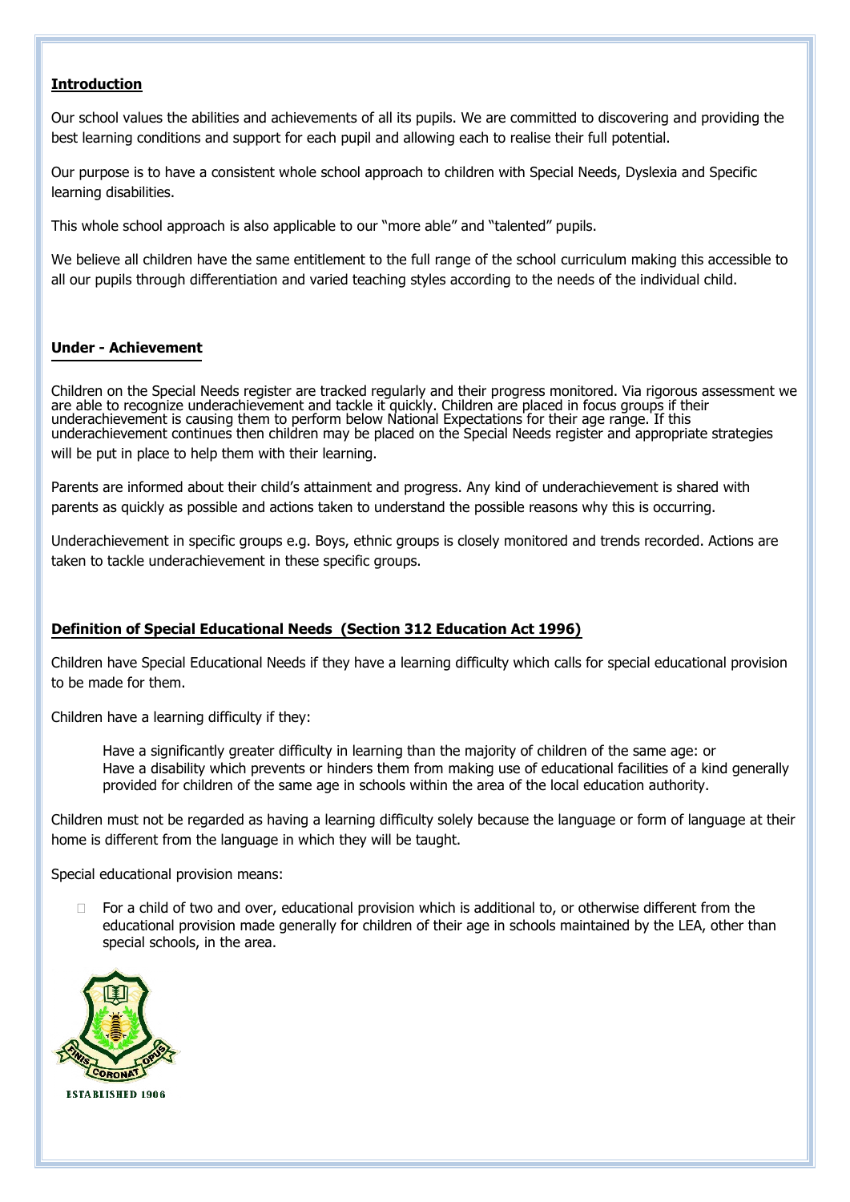## Introduction

Our school values the abilities and achievements of all its pupils. We are committed to discovering and providing the best learning conditions and support for each pupil and allowing each to realise their full potential.

Our purpose is to have a consistent whole school approach to children with Special Needs, Dyslexia and Specific learning disabilities.

This whole school approach is also applicable to our "more able" and "talented" pupils.

We believe all children have the same entitlement to the full range of the school curriculum making this accessible to all our pupils through differentiation and varied teaching styles according to the needs of the individual child.

## Under - Achievement

Children on the Special Needs register are tracked regularly and their progress monitored. Via rigorous assessment we are able to recognize underachievement and tackle it quickly. Children are placed in focus groups if their underachievement is causing them to perform below National Expectations for their age range. If this underachievement continues then children may be placed on the Special Needs register and appropriate strategies will be put in place to help them with their learning.

Parents are informed about their child's attainment and progress. Any kind of underachievement is shared with parents as quickly as possible and actions taken to understand the possible reasons why this is occurring.

Underachievement in specific groups e.g. Boys, ethnic groups is closely monitored and trends recorded. Actions are taken to tackle underachievement in these specific groups.

## Definition of Special Educational Needs (Section 312 Education Act 1996)

Children have Special Educational Needs if they have a learning difficulty which calls for special educational provision to be made for them.

Children have a learning difficulty if they:

Have a significantly greater difficulty in learning than the majority of children of the same age: or
Have a disability which prevents or hinders them from making use of educational facilities of a kind generally provided for children of the same age in schools within the area of the local education authority.

Children must not be regarded as having a learning difficulty solely because the language or form of language at their home is different from the language in which they will be taught.

Special educational provision means:

- For a child of two and over, educational provision which is additional to, or otherwise different from the educational provision made generally for children of their age in schools maintained by the LEA, other than special schools, in the area.

FINIS CORONAT OPUS

ESTABLISHED 1906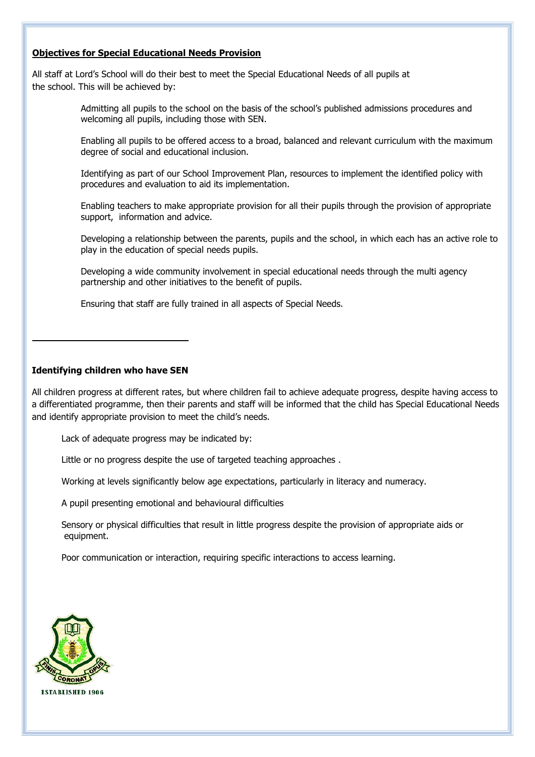## Objectives for Special Educational Needs Provision

All staff at Lord's School will do their best to meet the Special Educational Needs of all pupils at the school. This will be achieved by:

Admitting all pupils to the school on the basis of the school's published admissions procedures and welcoming all pupils, including those with SEN.

Enabling all pupils to be offered access to a broad, balanced and relevant curriculum with the maximum degree of social and educational inclusion.

Identifying as part of our School Improvement Plan, resources to implement the identified policy with procedures and evaluation to aid its implementation.

Enabling teachers to make appropriate provision for all their pupils through the provision of appropriate support, information and advice.

Developing a relationship between the parents, pupils and the school, in which each has an active role to play in the education of special needs pupils.

Developing a wide community involvement in special educational needs through the multi agency partnership and other initiatives to the benefit of pupils.

Ensuring that staff are fully trained in all aspects of Special Needs.

---

### Identifying children who have SEN

All children progress at different rates, but where children fail to achieve adequate progress, despite having access to a differentiated programme, then their parents and staff will be informed that the child has Special Educational Needs and identify appropriate provision to meet the child's needs.

Lack of adequate progress may be indicated by:

Little or no progress despite the use of targeted teaching approaches .

Working at levels significantly below age expectations, particularly in literacy and numeracy.

A pupil presenting emotional and behavioural difficulties

Sensory or physical difficulties that result in little progress despite the provision of appropriate aids or equipment.

Poor communication or interaction, requiring specific interactions to access learning.

ESTABLISHED 1906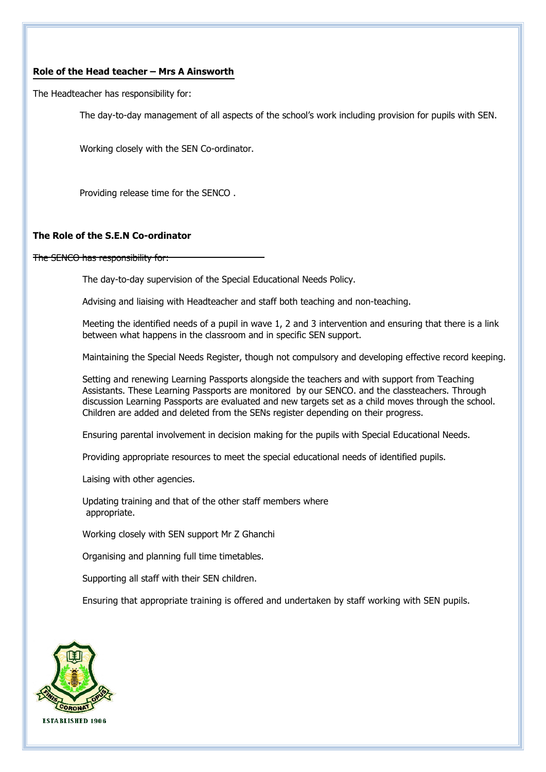## Role of the Head teacher – Mrs A Ainsworth

The Headteacher has responsibility for:

The day-to-day management of all aspects of the school's work including provision for pupils with SEN.

Working closely with the SEN Co-ordinator.

Providing release time for the SENCO .

## The Role of the S.E.N Co-ordinator

~~The SENCO has responsibility for:~~

The day-to-day supervision of the Special Educational Needs Policy.

Advising and liaising with Headteacher and staff both teaching and non-teaching.

Meeting the identified needs of a pupil in wave 1, 2 and 3 intervention and ensuring that there is a link between what happens in the classroom and in specific SEN support.

Maintaining the Special Needs Register, though not compulsory and developing effective record keeping.

Setting and renewing Learning Passports alongside the teachers and with support from Teaching Assistants. These Learning Passports are monitored by our SENCO. and the classteachers. Through discussion Learning Passports are evaluated and new targets set as a child moves through the school. Children are added and deleted from the SENs register depending on their progress.

Ensuring parental involvement in decision making for the pupils with Special Educational Needs.

Providing appropriate resources to meet the special educational needs of identified pupils.

Laising with other agencies.

Updating training and that of the other staff members where appropriate.

Working closely with SEN support Mr Z Ghanchi

Organising and planning full time timetables.

Supporting all staff with their SEN children.

Ensuring that appropriate training is offered and undertaken by staff working with SEN pupils.

FINIS CORONAT OPUS

ESTABLISHED 1906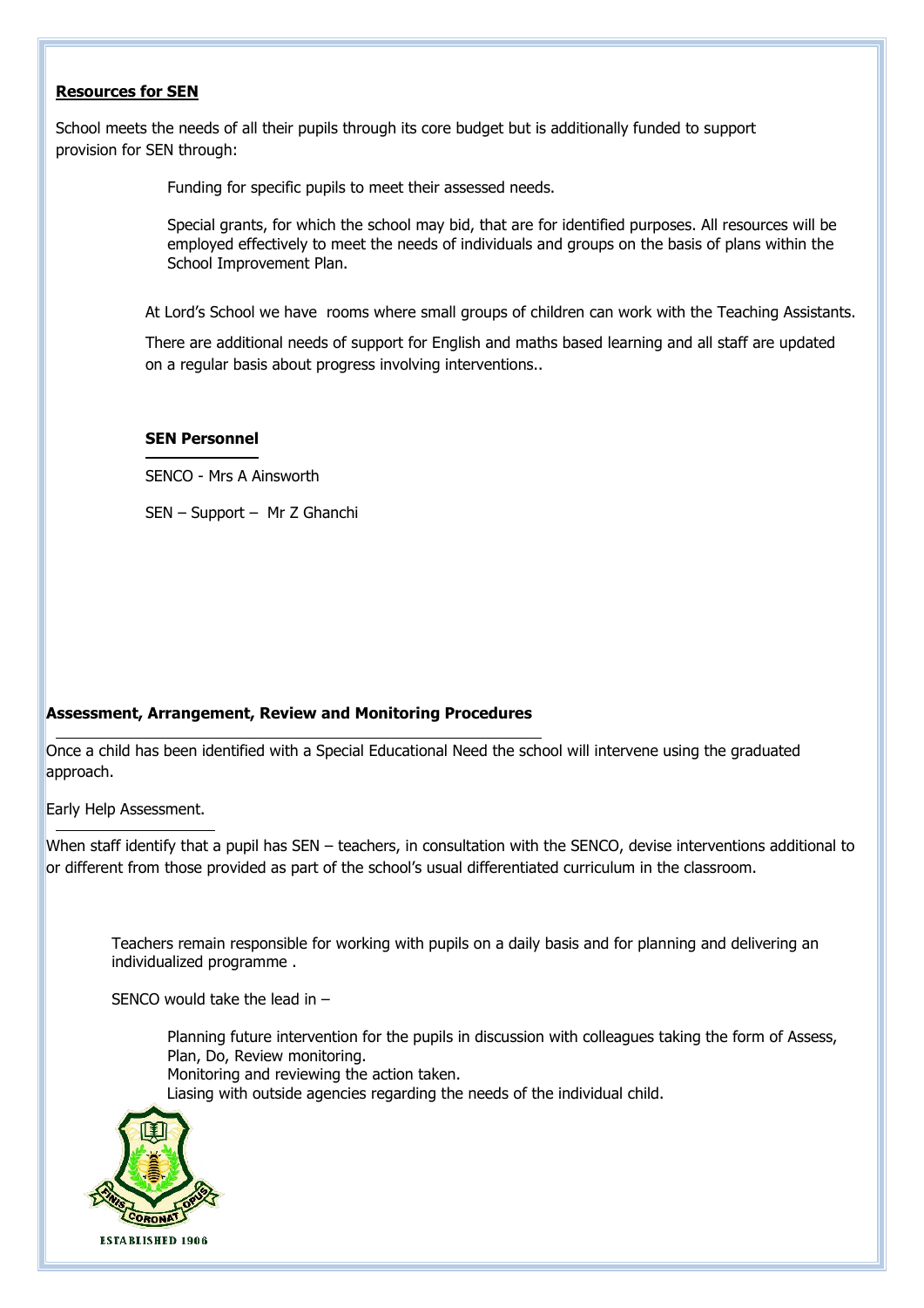**Resources for SEN**

School meets the needs of all their pupils through its core budget but is additionally funded to support provision for SEN through:

Funding for specific pupils to meet their assessed needs.

Special grants, for which the school may bid, that are for identified purposes. All resources will be employed effectively to meet the needs of individuals and groups on the basis of plans within the School Improvement Plan.

At Lord's School we have rooms where small groups of children can work with the Teaching Assistants.

There are additional needs of support for English and maths based learning and all staff are updated on a regular basis about progress involving interventions..

**SEN Personnel**

SENCO - Mrs A Ainsworth

SEN – Support – Mr Z Ghanchi

**Assessment, Arrangement, Review and Monitoring Procedures**

Once a child has been identified with a Special Educational Need the school will intervene using the graduated approach.

Early Help Assessment.

When staff identify that a pupil has SEN – teachers, in consultation with the SENCO, devise interventions additional to or different from those provided as part of the school's usual differentiated curriculum in the classroom.

Teachers remain responsible for working with pupils on a daily basis and for planning and delivering an individualized programme .

SENCO would take the lead in –

Planning future intervention for the pupils in discussion with colleagues taking the form of Assess, Plan, Do, Review monitoring.
Monitoring and reviewing the action taken.
Liasing with outside agencies regarding the needs of the individual child.

ESTABLISHED 1906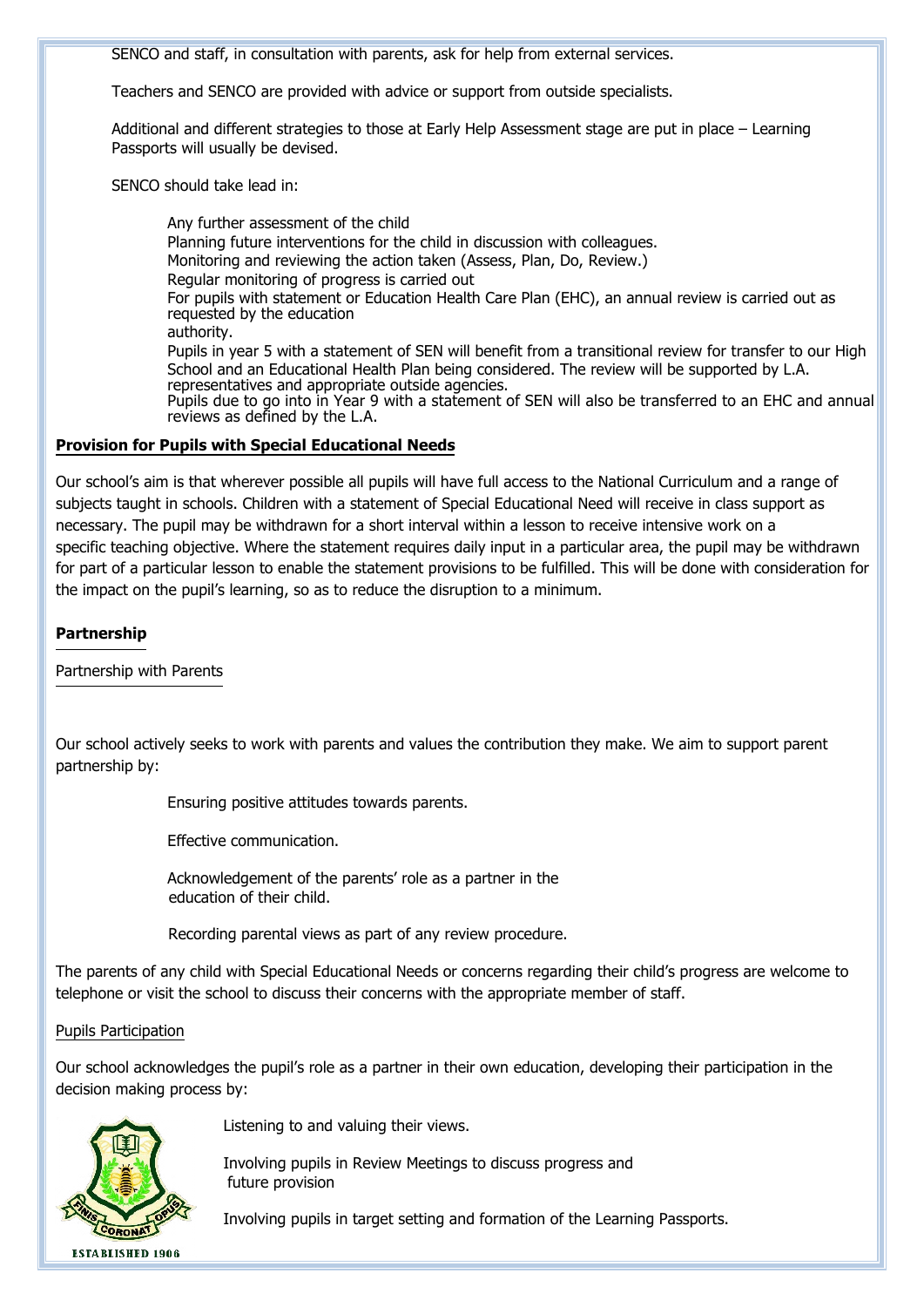SENCO and staff, in consultation with parents, ask for help from external services.

Teachers and SENCO are provided with advice or support from outside specialists.

Additional and different strategies to those at Early Help Assessment stage are put in place – Learning Passports will usually be devised.

SENCO should take lead in:

- Any further assessment of the child
- Planning future interventions for the child in discussion with colleagues.
- Monitoring and reviewing the action taken (Assess, Plan, Do, Review.)
- Regular monitoring of progress is carried out
- For pupils with statement or Education Health Care Plan (EHC), an annual review is carried out as requested by the education authority.
- Pupils in year 5 with a statement of SEN will benefit from a transitional review for transfer to our High School and an Educational Health Plan being considered. The review will be supported by L.A. representatives and appropriate outside agencies.
- Pupils due to go into in Year 9 with a statement of SEN will also be transferred to an EHC and annual reviews as defined by the L.A.

## Provision for Pupils with Special Educational Needs

Our school's aim is that wherever possible all pupils will have full access to the National Curriculum and a range of subjects taught in schools. Children with a statement of Special Educational Need will receive in class support as necessary. The pupil may be withdrawn for a short interval within a lesson to receive intensive work on a specific teaching objective. Where the statement requires daily input in a particular area, the pupil may be withdrawn for part of a particular lesson to enable the statement provisions to be fulfilled. This will be done with consideration for the impact on the pupil's learning, so as to reduce the disruption to a minimum.

## Partnership

### Partnership with Parents

Our school actively seeks to work with parents and values the contribution they make. We aim to support parent partnership by:

- Ensuring positive attitudes towards parents.
- Effective communication.
- Acknowledgement of the parents' role as a partner in the education of their child.
- Recording parental views as part of any review procedure.

The parents of any child with Special Educational Needs or concerns regarding their child's progress are welcome to telephone or visit the school to discuss their concerns with the appropriate member of staff.

### Pupils Participation

Our school acknowledges the pupil's role as a partner in their own education, developing their participation in the decision making process by:

- Listening to and valuing their views.
- Involving pupils in Review Meetings to discuss progress and future provision
- Involving pupils in target setting and formation of the Learning Passports.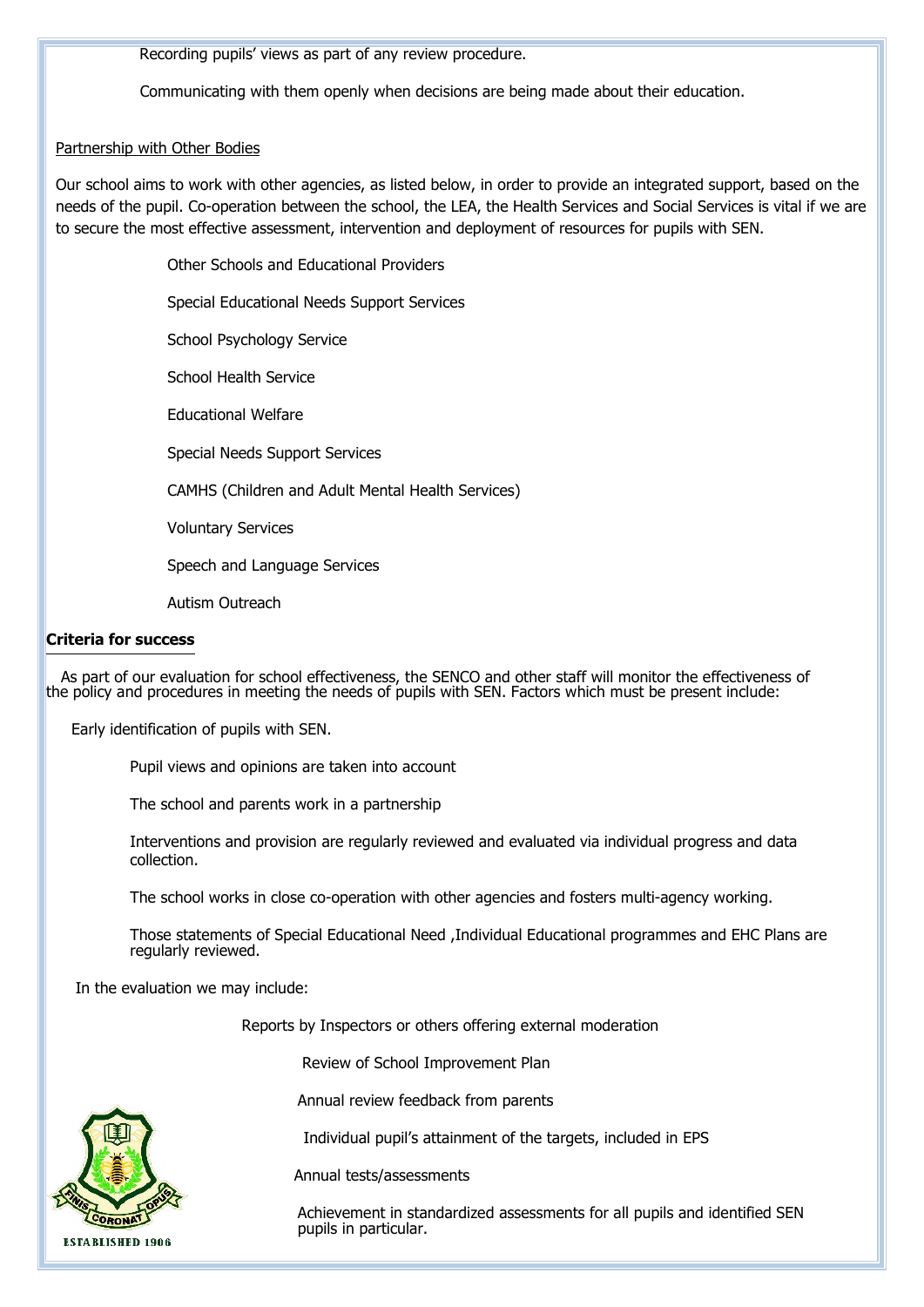Recording pupils' views as part of any review procedure.

Communicating with them openly when decisions are being made about their education.

Partnership with Other Bodies

Our school aims to work with other agencies, as listed below, in order to provide an integrated support, based on the needs of the pupil. Co-operation between the school, the LEA, the Health Services and Social Services is vital if we are to secure the most effective assessment, intervention and deployment of resources for pupils with SEN.

Other Schools and Educational Providers

Special Educational Needs Support Services

School Psychology Service

School Health Service

Educational Welfare

Special Needs Support Services

CAMHS (Children and Adult Mental Health Services)

Voluntary Services

Speech and Language Services

Autism Outreach

**Criteria for success**

As part of our evaluation for school effectiveness, the SENCO and other staff will monitor the effectiveness of the policy and procedures in meeting the needs of pupils with SEN. Factors which must be present include:

Early identification of pupils with SEN.

Pupil views and opinions are taken into account

The school and parents work in a partnership

Interventions and provision are regularly reviewed and evaluated via individual progress and data collection.

The school works in close co-operation with other agencies and fosters multi-agency working.

Those statements of Special Educational Need ,Individual Educational programmes and EHC Plans are regularly reviewed.

In the evaluation we may include:

Reports by Inspectors or others offering external moderation

Review of School Improvement Plan

Annual review feedback from parents

Individual pupil's attainment of the targets, included in EPS

Annual tests/assessments

Achievement in standardized assessments for all pupils and identified SEN pupils in particular.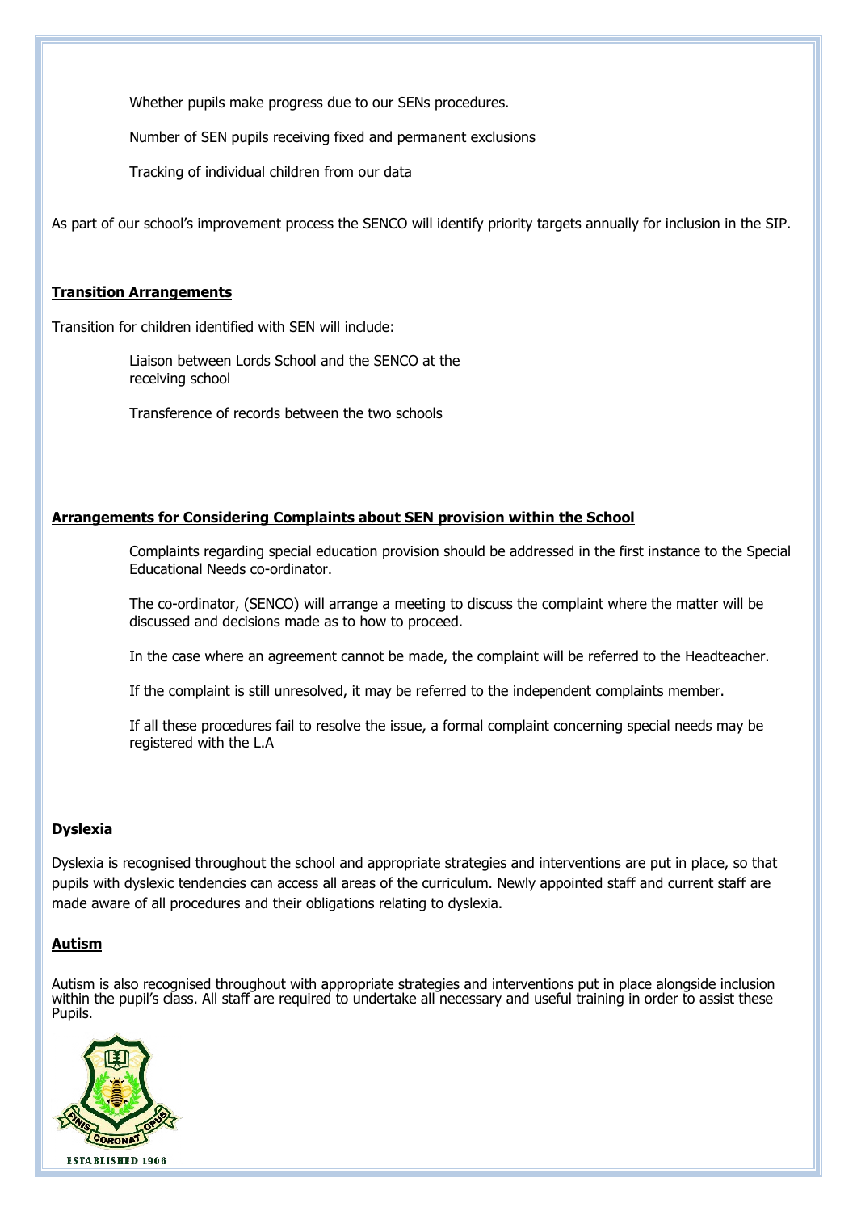Whether pupils make progress due to our SENs procedures.

Number of SEN pupils receiving fixed and permanent exclusions

Tracking of individual children from our data

As part of our school's improvement process the SENCO will identify priority targets annually for inclusion in the SIP.

**Transition Arrangements**

Transition for children identified with SEN will include:

Liaison between Lords School and the SENCO at the receiving school

Transference of records between the two schools

**Arrangements for Considering Complaints about SEN provision within the School**

Complaints regarding special education provision should be addressed in the first instance to the Special Educational Needs co-ordinator.

The co-ordinator, (SENCO) will arrange a meeting to discuss the complaint where the matter will be discussed and decisions made as to how to proceed.

In the case where an agreement cannot be made, the complaint will be referred to the Headteacher.

If the complaint is still unresolved, it may be referred to the independent complaints member.

If all these procedures fail to resolve the issue, a formal complaint concerning special needs may be registered with the L.A

**Dyslexia**

Dyslexia is recognised throughout the school and appropriate strategies and interventions are put in place, so that pupils with dyslexic tendencies can access all areas of the curriculum. Newly appointed staff and current staff are made aware of all procedures and their obligations relating to dyslexia.

**Autism**

Autism is also recognised throughout with appropriate strategies and interventions put in place alongside inclusion within the pupil's class. All staff are required to undertake all necessary and useful training in order to assist these Pupils.

FINIS CORONAT OPUS

ESTABLISHED 1906